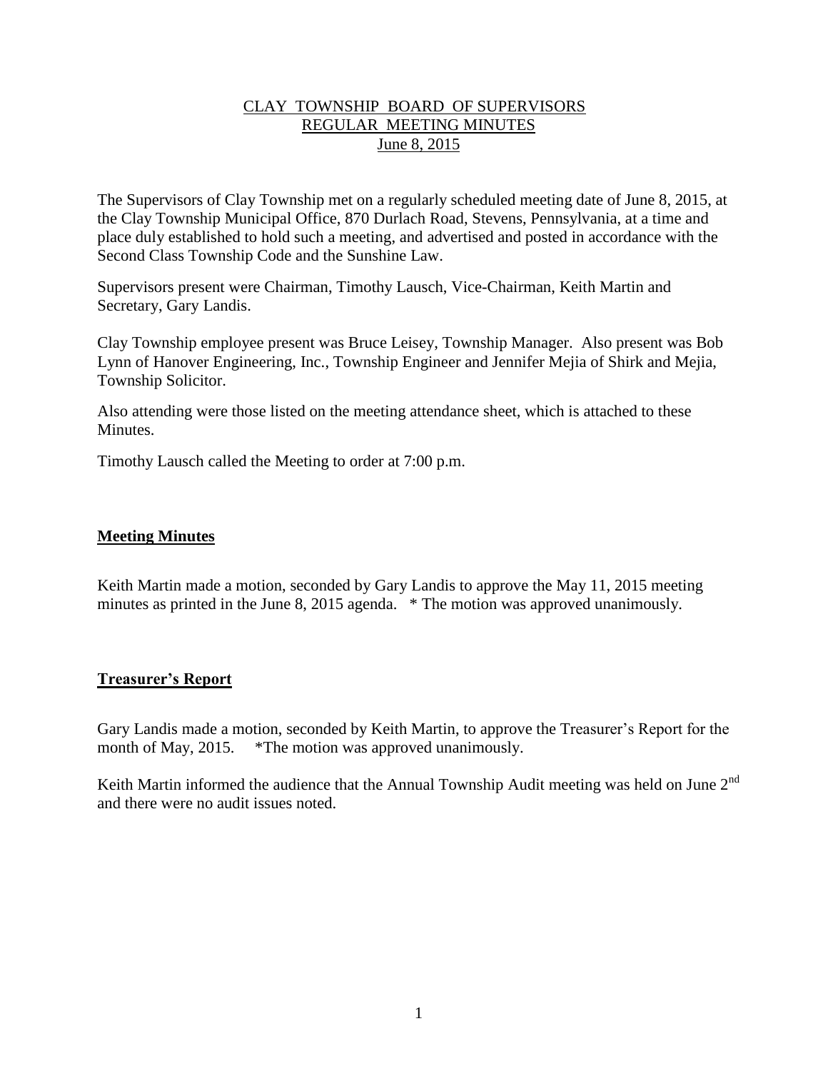# CLAY TOWNSHIP BOARD OF SUPERVISORS
## REGULAR MEETING MINUTES
### June 8, 2015

The Supervisors of Clay Township met on a regularly scheduled meeting date of June 8, 2015, at the Clay Township Municipal Office, 870 Durlach Road, Stevens, Pennsylvania, at a time and place duly established to hold such a meeting, and advertised and posted in accordance with the Second Class Township Code and the Sunshine Law.

Supervisors present were Chairman, Timothy Lausch, Vice-Chairman, Keith Martin and Secretary, Gary Landis.

Clay Township employee present was Bruce Leisey, Township Manager. Also present was Bob Lynn of Hanover Engineering, Inc., Township Engineer and Jennifer Mejia of Shirk and Mejia, Township Solicitor.

Also attending were those listed on the meeting attendance sheet, which is attached to these Minutes.

Timothy Lausch called the Meeting to order at 7:00 p.m.

## Meeting Minutes

Keith Martin made a motion, seconded by Gary Landis to approve the May 11, 2015 meeting minutes as printed in the June 8, 2015 agenda. * The motion was approved unanimously.

## Treasurer's Report

Gary Landis made a motion, seconded by Keith Martin, to approve the Treasurer's Report for the month of May, 2015. *The motion was approved unanimously.

Keith Martin informed the audience that the Annual Township Audit meeting was held on June 2nd and there were no audit issues noted.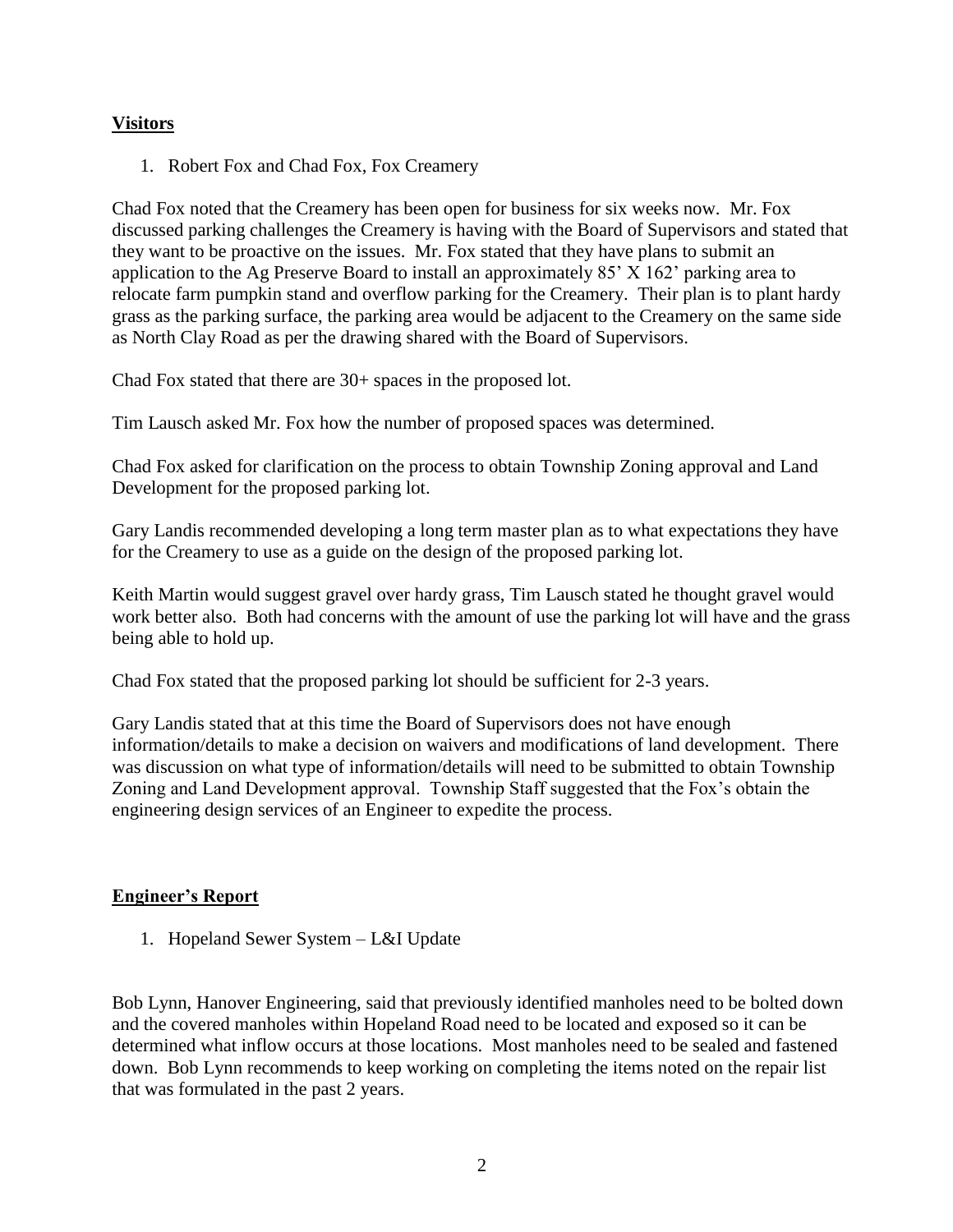## **Visitors**

1. Robert Fox and Chad Fox, Fox Creamery

Chad Fox noted that the Creamery has been open for business for six weeks now. Mr. Fox discussed parking challenges the Creamery is having with the Board of Supervisors and stated that they want to be proactive on the issues. Mr. Fox stated that they have plans to submit an application to the Ag Preserve Board to install an approximately 85' X 162' parking area to relocate farm pumpkin stand and overflow parking for the Creamery. Their plan is to plant hardy grass as the parking surface, the parking area would be adjacent to the Creamery on the same side as North Clay Road as per the drawing shared with the Board of Supervisors.

Chad Fox stated that there are 30+ spaces in the proposed lot.

Tim Lausch asked Mr. Fox how the number of proposed spaces was determined.

Chad Fox asked for clarification on the process to obtain Township Zoning approval and Land Development for the proposed parking lot.

Gary Landis recommended developing a long term master plan as to what expectations they have for the Creamery to use as a guide on the design of the proposed parking lot.

Keith Martin would suggest gravel over hardy grass, Tim Lausch stated he thought gravel would work better also. Both had concerns with the amount of use the parking lot will have and the grass being able to hold up.

Chad Fox stated that the proposed parking lot should be sufficient for 2-3 years.

Gary Landis stated that at this time the Board of Supervisors does not have enough information/details to make a decision on waivers and modifications of land development. There was discussion on what type of information/details will need to be submitted to obtain Township Zoning and Land Development approval. Township Staff suggested that the Fox's obtain the engineering design services of an Engineer to expedite the process.

## **Engineer's Report**

1. Hopeland Sewer System – L&I Update

Bob Lynn, Hanover Engineering, said that previously identified manholes need to be bolted down and the covered manholes within Hopeland Road need to be located and exposed so it can be determined what inflow occurs at those locations. Most manholes need to be sealed and fastened down. Bob Lynn recommends to keep working on completing the items noted on the repair list that was formulated in the past 2 years.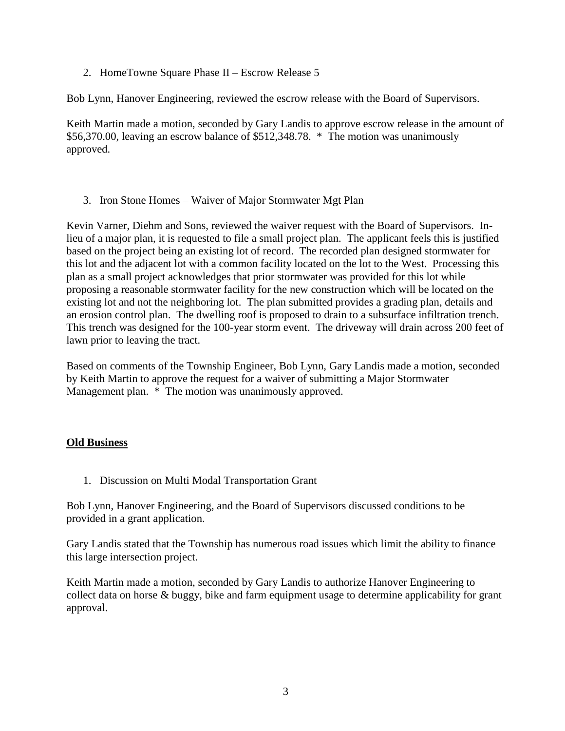2. HomeTowne Square Phase II – Escrow Release 5

Bob Lynn, Hanover Engineering, reviewed the escrow release with the Board of Supervisors.

Keith Martin made a motion, seconded by Gary Landis to approve escrow release in the amount of $56,370.00, leaving an escrow balance of $512,348.78. * The motion was unanimously approved.

3. Iron Stone Homes – Waiver of Major Stormwater Mgt Plan

Kevin Varner, Diehm and Sons, reviewed the waiver request with the Board of Supervisors. In-lieu of a major plan, it is requested to file a small project plan. The applicant feels this is justified based on the project being an existing lot of record. The recorded plan designed stormwater for this lot and the adjacent lot with a common facility located on the lot to the West. Processing this plan as a small project acknowledges that prior stormwater was provided for this lot while proposing a reasonable stormwater facility for the new construction which will be located on the existing lot and not the neighboring lot. The plan submitted provides a grading plan, details and an erosion control plan. The dwelling roof is proposed to drain to a subsurface infiltration trench. This trench was designed for the 100-year storm event. The driveway will drain across 200 feet of lawn prior to leaving the tract.

Based on comments of the Township Engineer, Bob Lynn, Gary Landis made a motion, seconded by Keith Martin to approve the request for a waiver of submitting a Major Stormwater Management plan. * The motion was unanimously approved.

**Old Business**

1. Discussion on Multi Modal Transportation Grant

Bob Lynn, Hanover Engineering, and the Board of Supervisors discussed conditions to be provided in a grant application.

Gary Landis stated that the Township has numerous road issues which limit the ability to finance this large intersection project.

Keith Martin made a motion, seconded by Gary Landis to authorize Hanover Engineering to collect data on horse & buggy, bike and farm equipment usage to determine applicability for grant approval.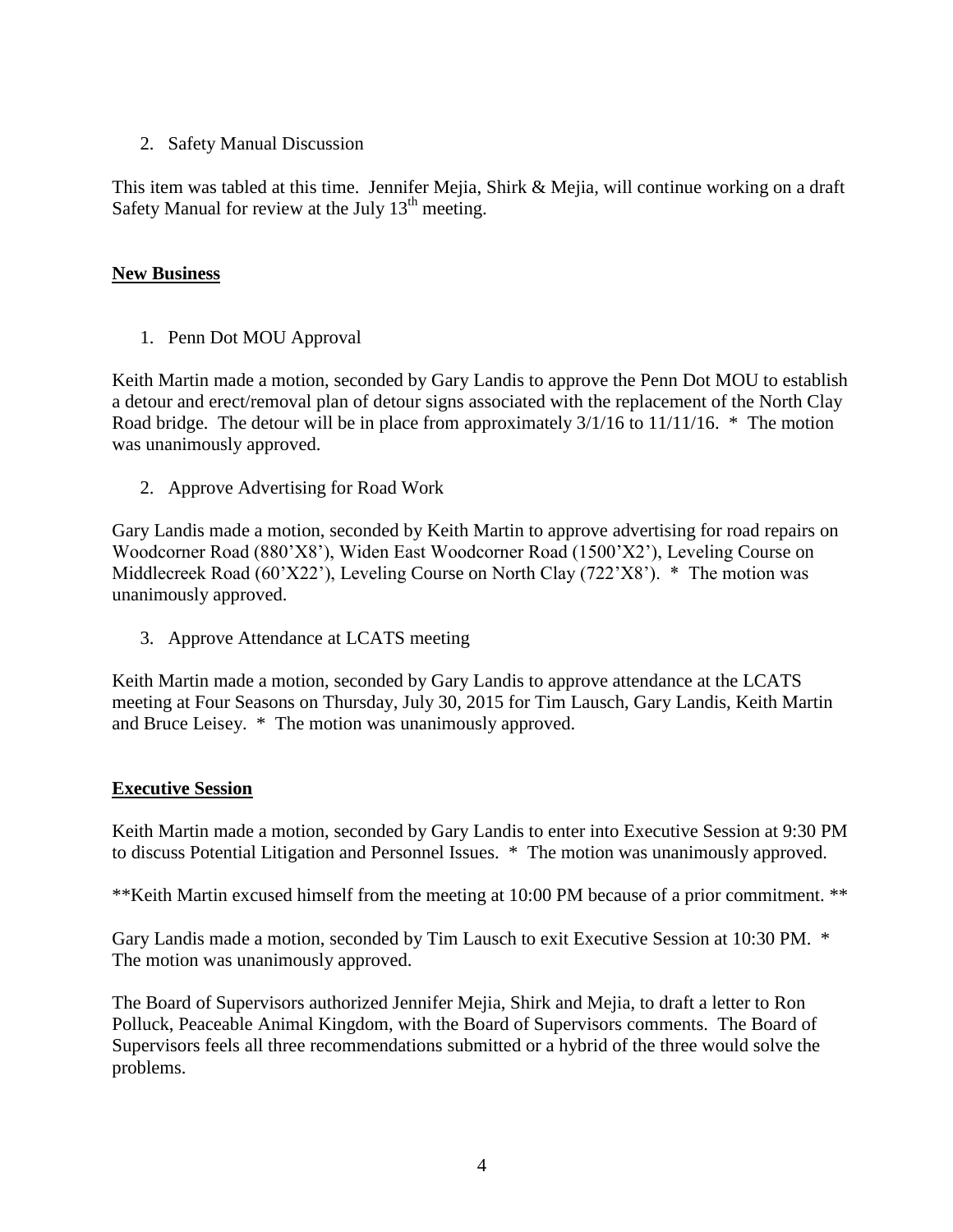2. Safety Manual Discussion

This item was tabled at this time. Jennifer Mejia, Shirk & Mejia, will continue working on a draft Safety Manual for review at the July 13th meeting.

## New Business

1. Penn Dot MOU Approval

Keith Martin made a motion, seconded by Gary Landis to approve the Penn Dot MOU to establish a detour and erect/removal plan of detour signs associated with the replacement of the North Clay Road bridge. The detour will be in place from approximately 3/1/16 to 11/11/16. * The motion was unanimously approved.

2. Approve Advertising for Road Work

Gary Landis made a motion, seconded by Keith Martin to approve advertising for road repairs on Woodcorner Road (880'X8'), Widen East Woodcorner Road (1500'X2'), Leveling Course on Middlecreek Road (60'X22'), Leveling Course on North Clay (722'X8'). * The motion was unanimously approved.

3. Approve Attendance at LCATS meeting

Keith Martin made a motion, seconded by Gary Landis to approve attendance at the LCATS meeting at Four Seasons on Thursday, July 30, 2015 for Tim Lausch, Gary Landis, Keith Martin and Bruce Leisey. * The motion was unanimously approved.

## Executive Session

Keith Martin made a motion, seconded by Gary Landis to enter into Executive Session at 9:30 PM to discuss Potential Litigation and Personnel Issues. * The motion was unanimously approved.

**Keith Martin excused himself from the meeting at 10:00 PM because of a prior commitment. **

Gary Landis made a motion, seconded by Tim Lausch to exit Executive Session at 10:30 PM. * The motion was unanimously approved.

The Board of Supervisors authorized Jennifer Mejia, Shirk and Mejia, to draft a letter to Ron Polluck, Peaceable Animal Kingdom, with the Board of Supervisors comments. The Board of Supervisors feels all three recommendations submitted or a hybrid of the three would solve the problems.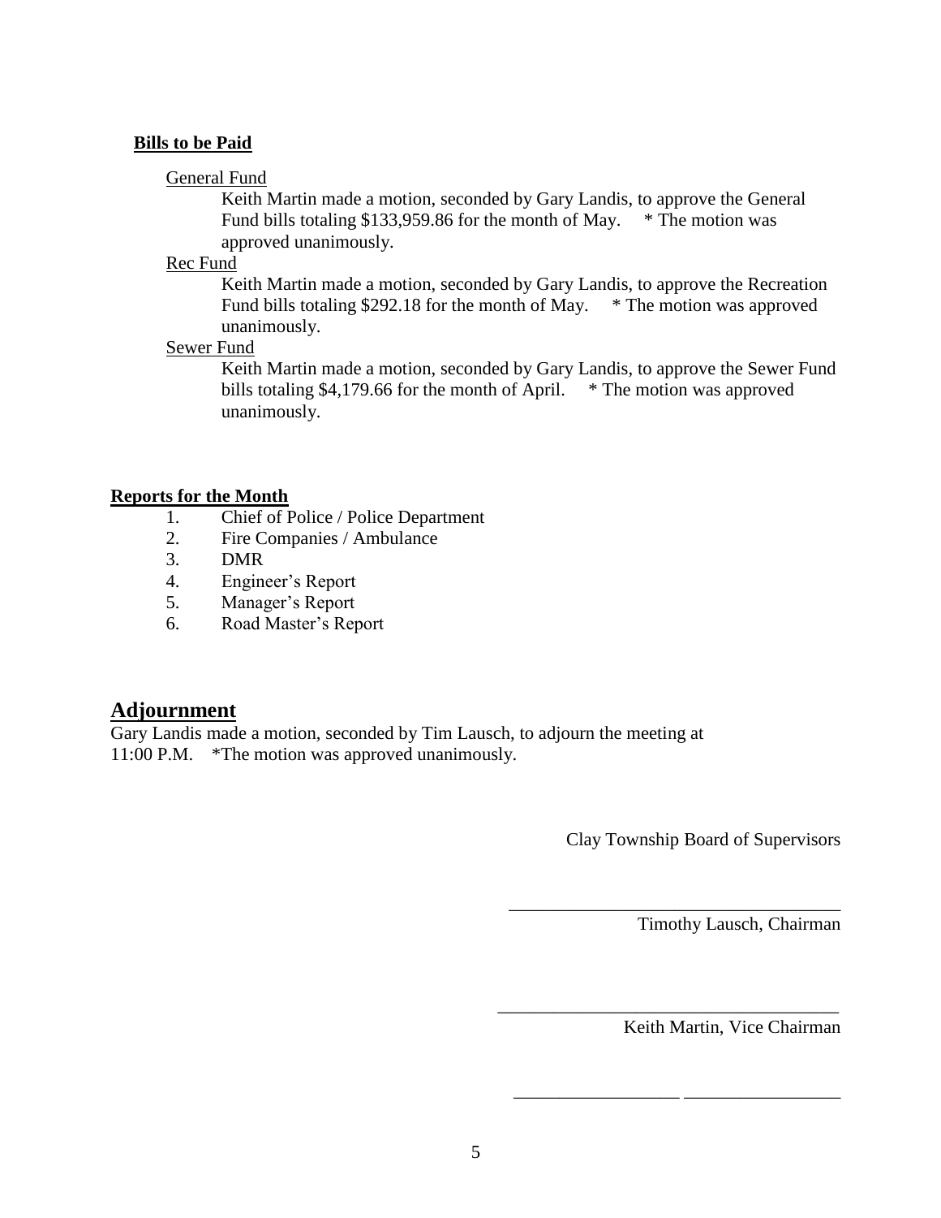**Bills to be Paid**

General Fund

Keith Martin made a motion, seconded by Gary Landis, to approve the General Fund bills totaling $133,959.86 for the month of May. * The motion was approved unanimously.

Rec Fund

Keith Martin made a motion, seconded by Gary Landis, to approve the Recreation Fund bills totaling $292.18 for the month of May. * The motion was approved unanimously.

Sewer Fund

Keith Martin made a motion, seconded by Gary Landis, to approve the Sewer Fund bills totaling $4,179.66 for the month of April. * The motion was approved unanimously.

**Reports for the Month**

1. Chief of Police / Police Department
2. Fire Companies / Ambulance
3. DMR
4. Engineer's Report
5. Manager's Report
6. Road Master's Report

## Adjournment

Gary Landis made a motion, seconded by Tim Lausch, to adjourn the meeting at 11:00 P.M. *The motion was approved unanimously.

Clay Township Board of Supervisors

_____________________________________

Timothy Lausch, Chairman

_____________________________________

Keith Martin, Vice Chairman

_________________ ________________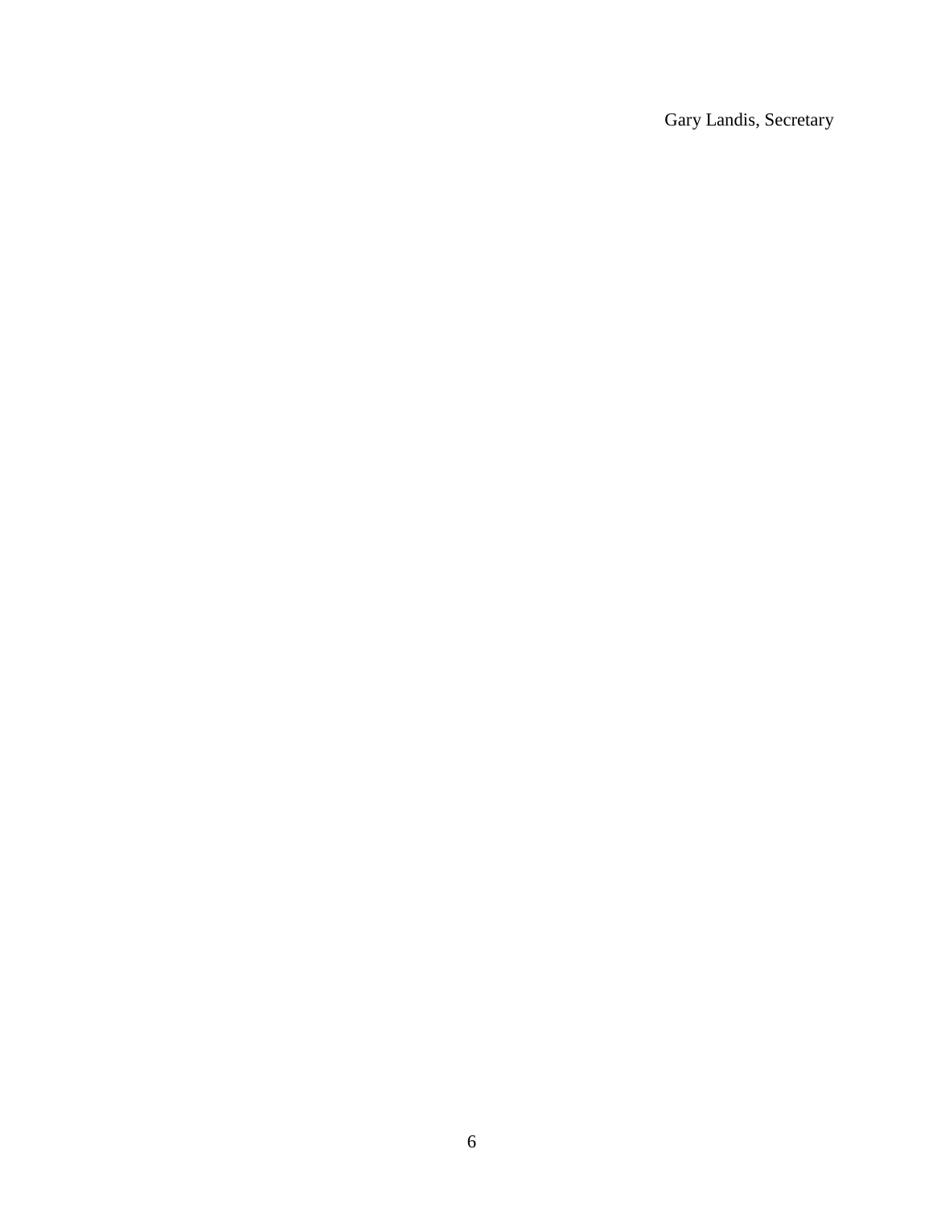Gary Landis, Secretary